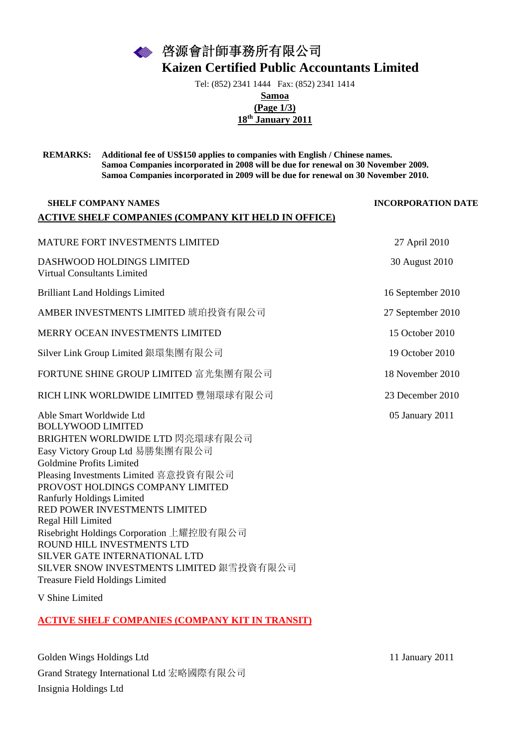# 啓源會計師事務所有限公司
# Kaizen Certified Public Accountants Limited

Tel: (852) 2341 1444 Fax: (852) 2341 1414

**Samoa**

**(Page 1/3)**

**18th January 2011**

**REMARKS:** **Additional fee of US$150 applies to companies with English / Chinese names.**
**Samoa Companies incorporated in 2008 will be due for renewal on 30 November 2009.**
**Samoa Companies incorporated in 2009 will be due for renewal on 30 November 2010.**

| SHELF COMPANY NAMES | INCORPORATION DATE |
|---|---|
| **ACTIVE SHELF COMPANIES (COMPANY KIT HELD IN OFFICE)** | |
| MATURE FORT INVESTMENTS LIMITED | 27 April 2010 |
| DASHWOOD HOLDINGS LIMITED<br>Virtual Consultants Limited | 30 August 2010 |
| Brilliant Land Holdings Limited | 16 September 2010 |
| AMBER INVESTMENTS LIMITED 琥珀投資有限公司 | 27 September 2010 |
| MERRY OCEAN INVESTMENTS LIMITED | 15 October 2010 |
| Silver Link Group Limited 銀環集團有限公司 | 19 October 2010 |
| FORTUNE SHINE GROUP LIMITED 富光集團有限公司 | 18 November 2010 |
| RICH LINK WORLDWIDE LIMITED 豐翎環球有限公司 | 23 December 2010 |
| Able Smart Worldwide Ltd<br>BOLLYWOOD LIMITED<br>BRIGHTEN WORLDWIDE LTD 閃亮環球有限公司<br>Easy Victory Group Ltd 易勝集團有限公司<br>Goldmine Profits Limited<br>Pleasing Investments Limited 喜意投資有限公司<br>PROVOST HOLDINGS COMPANY LIMITED<br>Ranfurly Holdings Limited<br>RED POWER INVESTMENTS LIMITED<br>Regal Hill Limited<br>Risebright Holdings Corporation 上耀控股有限公司<br>ROUND HILL INVESTMENTS LTD<br>SILVER GATE INTERNATIONAL LTD<br>SILVER SNOW INVESTMENTS LIMITED 銀雪投資有限公司<br>Treasure Field Holdings Limited<br>V Shine Limited | 05 January 2011 |
| **ACTIVE SHELF COMPANIES (COMPANY KIT IN TRANSIT)** | |
| Golden Wings Holdings Ltd<br>Grand Strategy International Ltd 宏略國際有限公司<br>Insignia Holdings Ltd | 11 January 2011 |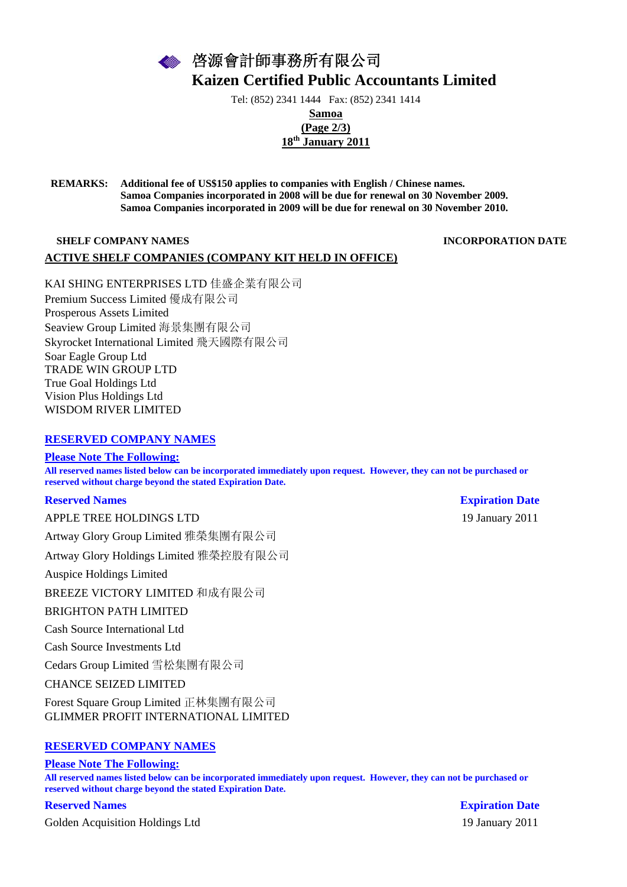# 啓源會計師事務所有限公司
# Kaizen Certified Public Accountants Limited

Tel: (852) 2341 1444   Fax: (852) 2341 1414

**Samoa**

**(Page 2/3)**

**18th January 2011**

**REMARKS:** **Additional fee of US$150 applies to companies with English / Chinese names.**
**Samoa Companies incorporated in 2008 will be due for renewal on 30 November 2009.**
**Samoa Companies incorporated in 2009 will be due for renewal on 30 November 2010.**

| **SHELF COMPANY NAMES** | **INCORPORATION DATE** |
|---|---|

**ACTIVE SHELF COMPANIES (COMPANY KIT HELD IN OFFICE)**

KAI SHING ENTERPRISES LTD 佳盛企業有限公司
Premium Success Limited 優成有限公司
Prosperous Assets Limited
Seaview Group Limited 海景集團有限公司
Skyrocket International Limited 飛天國際有限公司
Soar Eagle Group Ltd
TRADE WIN GROUP LTD
True Goal Holdings Ltd
Vision Plus Holdings Ltd
WISDOM RIVER LIMITED

## RESERVED COMPANY NAMES

**Please Note The Following:**

**All reserved names listed below can be incorporated immediately upon request. However, they can not be purchased or reserved without charge beyond the stated Expiration Date.**

| Reserved Names | Expiration Date |
|---|---|
| APPLE TREE HOLDINGS LTD | 19 January 2011 |
| Artway Glory Group Limited 雅榮集團有限公司 | |
| Artway Glory Holdings Limited 雅榮控股有限公司 | |
| Auspice Holdings Limited | |
| BREEZE VICTORY LIMITED 和成有限公司 | |
| BRIGHTON PATH LIMITED | |
| Cash Source International Ltd | |
| Cash Source Investments Ltd | |
| Cedars Group Limited 雪松集團有限公司 | |
| CHANCE SEIZED LIMITED | |
| Forest Square Group Limited 正林集團有限公司 | |
| GLIMMER PROFIT INTERNATIONAL LIMITED | |

## RESERVED COMPANY NAMES

**Please Note The Following:**

**All reserved names listed below can be incorporated immediately upon request. However, they can not be purchased or reserved without charge beyond the stated Expiration Date.**

| Reserved Names | Expiration Date |
|---|---|
| Golden Acquisition Holdings Ltd | 19 January 2011 |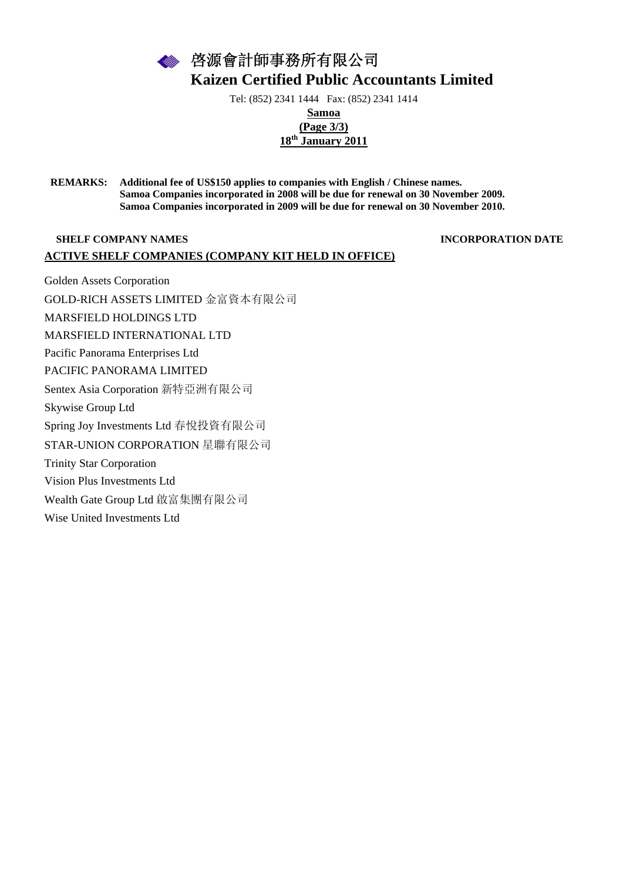# 啓源會計師事務所有限公司
# Kaizen Certified Public Accountants Limited

Tel: (852) 2341 1444 Fax: (852) 2341 1414

**Samoa**

**(Page 3/3)**

**18th January 2011**

**REMARKS:** **Additional fee of US$150 applies to companies with English / Chinese names.**
**Samoa Companies incorporated in 2008 will be due for renewal on 30 November 2009.**
**Samoa Companies incorporated in 2009 will be due for renewal on 30 November 2010.**

| SHELF COMPANY NAMES | INCORPORATION DATE |
|---|---|
| **ACTIVE SHELF COMPANIES (COMPANY KIT HELD IN OFFICE)** | |
| Golden Assets Corporation | |
| GOLD-RICH ASSETS LIMITED 金富資本有限公司 | |
| MARSFIELD HOLDINGS LTD | |
| MARSFIELD INTERNATIONAL LTD | |
| Pacific Panorama Enterprises Ltd | |
| PACIFIC PANORAMA LIMITED | |
| Sentex Asia Corporation 新特亞洲有限公司 | |
| Skywise Group Ltd | |
| Spring Joy Investments Ltd 春悅投資有限公司 | |
| STAR-UNION CORPORATION 星聯有限公司 | |
| Trinity Star Corporation | |
| Vision Plus Investments Ltd | |
| Wealth Gate Group Ltd 啟富集團有限公司 | |
| Wise United Investments Ltd | |